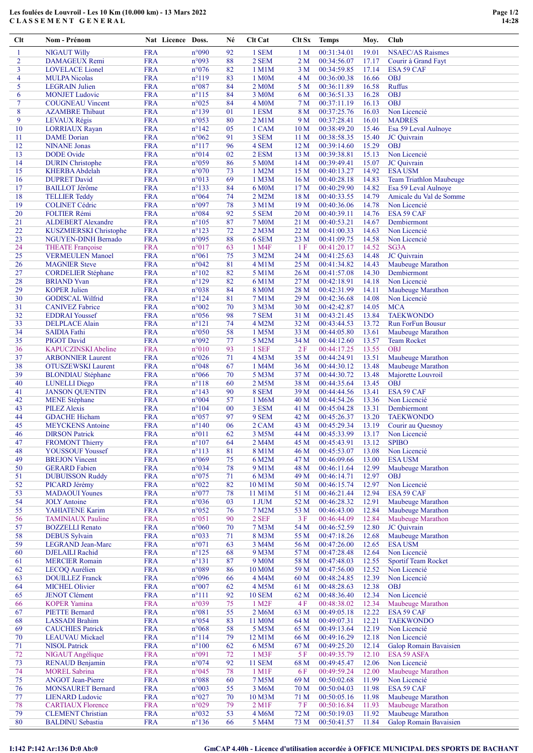# Les foulées de Louvroil - Les 10 Km (10.000 km) - 13 Mars 2022

## C L A S S E M E N T   G E N E R A L

| Clt | Nom - Prénom | Nat | Licence | Doss. | Né | Clt Cat | Clt Sx | Temps | Moy. | Club |
|---|---|---|---|---|---|---|---|---|---|---|
| 1 | NIGAUT Willy | FRA | | n°090 | 92 | 1 SEM | 1 M | 00:31:34.01 | 19.01 | NSAEC/AS Raismes |
| 2 | DAMAGEUX Remi | FRA | | n°093 | 88 | 2 SEM | 2 M | 00:34:56.07 | 17.17 | Courir à Grand Fayt |
| 3 | LOVELACE Lionel | FRA | | n°076 | 82 | 1 M1M | 3 M | 00:34:59.85 | 17.14 | ESA 59 CAF |
| 4 | MULPA Nicolas | FRA | | n°119 | 83 | 1 M0M | 4 M | 00:36:00.38 | 16.66 | OBJ |
| 5 | LEGRAIN Julien | FRA | | n°087 | 84 | 2 M0M | 5 M | 00:36:11.89 | 16.58 | Ruffus |
| 6 | MONJET Ludovic | FRA | | n°115 | 84 | 3 M0M | 6 M | 00:36:51.33 | 16.28 | OBJ |
| 7 | COUGNEAU Vincent | FRA | | n°025 | 84 | 4 M0M | 7 M | 00:37:11.19 | 16.13 | OBJ |
| 8 | AZAMBRE Thibaut | FRA | | n°139 | 01 | 1 ESM | 8 M | 00:37:25.76 | 16.03 | Non Licencié |
| 9 | LEVAUX Régis | FRA | | n°053 | 80 | 2 M1M | 9 M | 00:37:28.41 | 16.01 | MADRES |
| 10 | LORRIAUX Rayan | FRA | | n°142 | 05 | 1 CAM | 10 M | 00:38:49.20 | 15.46 | Esa 59 Leval Aulnoye |
| 11 | DAME Dorian | FRA | | n°062 | 91 | 3 SEM | 11 M | 00:38:58.35 | 15.40 | JC Quivrain |
| 12 | NINANE Jonas | FRA | | n°117 | 96 | 4 SEM | 12 M | 00:39:14.60 | 15.29 | OBJ |
| 13 | DODE Ovide | FRA | | n°014 | 02 | 2 ESM | 13 M | 00:39:38.81 | 15.13 | Non Licencié |
| 14 | DURIN Christophe | FRA | | n°059 | 86 | 5 M0M | 14 M | 00:39:49.41 | 15.07 | JC Quivrain |
| 15 | KHERBA Abdelah | FRA | | n°070 | 73 | 1 M2M | 15 M | 00:40:13.27 | 14.92 | ESA USM |
| 16 | DUPRET David | FRA | | n°013 | 69 | 1 M3M | 16 M | 00:40:28.18 | 14.83 | Team Triathlon Maubeuge |
| 17 | BAILLOT Jérôme | FRA | | n°133 | 84 | 6 M0M | 17 M | 00:40:29.90 | 14.82 | Esa 59 Leval Aulnoye |
| 18 | TELLIER Teddy | FRA | | n°064 | 74 | 2 M2M | 18 M | 00:40:33.55 | 14.79 | Amicale du Val de Somme |
| 19 | COLINET Cédric | FRA | | n°097 | 78 | 3 M1M | 19 M | 00:40:36.06 | 14.78 | Non Licencié |
| 20 | FOLTIER Rémi | FRA | | n°084 | 92 | 5 SEM | 20 M | 00:40:39.11 | 14.76 | ESA 59 CAF |
| 21 | ALDEBERT Alexandre | FRA | | n°105 | 87 | 7 M0M | 21 M | 00:40:53.21 | 14.67 | Dembiermont |
| 22 | KUSZMIERSKI Christophe | FRA | | n°123 | 72 | 2 M3M | 22 M | 00:41:00.33 | 14.63 | Non Licencié |
| 23 | NGUYEN-DINH Bernado | FRA | | n°095 | 88 | 6 SEM | 23 M | 00:41:09.75 | 14.58 | Non Licencié |
| 24 | THEATE Françoise | FRA | | n°017 | 63 | 1 M4F | 1 F | 00:41:20.17 | 14.52 | SG3A |
| 25 | VERMEULEN Manoel | FRA | | n°061 | 75 | 3 M2M | 24 M | 00:41:25.63 | 14.48 | JC Quivrain |
| 26 | MAGNIER Steve | FRA | | n°042 | 81 | 4 M1M | 25 M | 00:41:34.82 | 14.43 | Maubeuge Marathon |
| 27 | CORDELIER Stéphane | FRA | | n°102 | 82 | 5 M1M | 26 M | 00:41:57.08 | 14.30 | Dembiermont |
| 28 | BRIAND Yvan | FRA | | n°129 | 82 | 6 M1M | 27 M | 00:42:18.91 | 14.18 | Non Licencié |
| 29 | KOPER Julien | FRA | | n°038 | 84 | 8 M0M | 28 M | 00:42:31.99 | 14.11 | Maubeuge Marathon |
| 30 | GODISCAL Wilfrid | FRA | | n°124 | 81 | 7 M1M | 29 M | 00:42:36.68 | 14.08 | Non Licencié |
| 31 | CANIVEZ Fabrice | FRA | | n°002 | 70 | 3 M3M | 30 M | 00:42:42.87 | 14.05 | MCA |
| 32 | EDDRAI Youssef | FRA | | n°056 | 98 | 7 SEM | 31 M | 00:43:21.45 | 13.84 | TAEKWONDO |
| 33 | DELPLACE Alain | FRA | | n°121 | 74 | 4 M2M | 32 M | 00:43:44.53 | 13.72 | Run ForFun Bousur |
| 34 | SAIDIA Fathi | FRA | | n°050 | 58 | 1 M5M | 33 M | 00:44:05.80 | 13.61 | Maubeuge Marathon |
| 35 | PIGOT David | FRA | | n°092 | 77 | 5 M2M | 34 M | 00:44:12.60 | 13.57 | Team Rocket |
| 36 | KAPUCZINSKI Abeline | FRA | | n°010 | 93 | 1 SEF | 2 F | 00:44:17.25 | 13.55 | OBJ |
| 37 | ARBONNIER Laurent | FRA | | n°026 | 71 | 4 M3M | 35 M | 00:44:24.91 | 13.51 | Maubeuge Marathon |
| 38 | OTUSZEWSKI Laurent | FRA | | n°048 | 67 | 1 M4M | 36 M | 00:44:30.12 | 13.48 | Maubeuge Marathon |
| 39 | BLONDIAU Stéphane | FRA | | n°066 | 70 | 5 M3M | 37 M | 00:44:30.72 | 13.48 | Majorette Louvroil |
| 40 | LUNELLI Diego | FRA | | n°118 | 60 | 2 M5M | 38 M | 00:44:35.64 | 13.45 | OBJ |
| 41 | JANSON QUENTIN | FRA | | n°143 | 90 | 8 SEM | 39 M | 00:44:44.56 | 13.41 | ESA 59 CAF |
| 42 | MENE Stéphane | FRA | | n°004 | 57 | 1 M6M | 40 M | 00:44:54.26 | 13.36 | Non Licencié |
| 43 | PILEZ Alexis | FRA | | n°104 | 00 | 3 ESM | 41 M | 00:45:04.28 | 13.31 | Dembiermont |
| 44 | GDACHE Hicham | FRA | | n°057 | 97 | 9 SEM | 42 M | 00:45:26.37 | 13.20 | TAEKWONDO |
| 45 | MEYCKENS Antoine | FRA | | n°140 | 06 | 2 CAM | 43 M | 00:45:29.34 | 13.19 | Courir au Quesnoy |
| 46 | DIRSON Patrick | FRA | | n°011 | 62 | 3 M5M | 44 M | 00:45:33.99 | 13.17 | Non Licencié |
| 47 | FROMONT Thierry | FRA | | n°107 | 64 | 2 M4M | 45 M | 00:45:43.91 | 13.12 | SPIBO |
| 48 | YOUSSOUF Youssef | FRA | | n°113 | 81 | 8 M1M | 46 M | 00:45:53.07 | 13.08 | Non Licencié |
| 49 | BREJON Vincent | FRA | | n°069 | 75 | 6 M2M | 47 M | 00:46:09.66 | 13.00 | ESA USM |
| 50 | GERARD Fabien | FRA | | n°034 | 78 | 9 M1M | 48 M | 00:46:11.64 | 12.99 | Maubeuge Marathon |
| 51 | DUBUISSON Ruddy | FRA | | n°075 | 71 | 6 M3M | 49 M | 00:46:14.71 | 12.97 | OBJ |
| 52 | PICARD Jérémy | FRA | | n°022 | 82 | 10 M1M | 50 M | 00:46:15.74 | 12.97 | Non Licencié |
| 53 | MADAOUI Younes | FRA | | n°077 | 78 | 11 M1M | 51 M | 00:46:21.44 | 12.94 | ESA 59 CAF |
| 54 | JOLY Antoine | FRA | | n°036 | 03 | 1 JUM | 52 M | 00:46:28.32 | 12.91 | Maubeuge Marathon |
| 55 | YAHIATENE Karim | FRA | | n°052 | 76 | 7 M2M | 53 M | 00:46:43.00 | 12.84 | Maubeuge Marathon |
| 56 | TAMINIAUX Pauline | FRA | | n°051 | 90 | 2 SEF | 3 F | 00:46:44.09 | 12.84 | Maubeuge Marathon |
| 57 | BOZZELLI Renato | FRA | | n°060 | 70 | 7 M3M | 54 M | 00:46:52.59 | 12.80 | JC Quivrain |
| 58 | DEBUS Sylvain | FRA | | n°033 | 71 | 8 M3M | 55 M | 00:47:18.26 | 12.68 | Maubeuge Marathon |
| 59 | LEGRAND Jean-Marc | FRA | | n°071 | 63 | 3 M4M | 56 M | 00:47:26.00 | 12.65 | ESA USM |
| 60 | DJELAILI Rachid | FRA | | n°125 | 68 | 9 M3M | 57 M | 00:47:28.48 | 12.64 | Non Licencié |
| 61 | MERCIER Romain | FRA | | n°131 | 87 | 9 M0M | 58 M | 00:47:48.03 | 12.55 | Sportif Team Rocket |
| 62 | LECOQ Aurélien | FRA | | n°089 | 86 | 10 M0M | 59 M | 00:47:56.00 | 12.52 | Non Licencié |
| 63 | DOUILLEZ Franck | FRA | | n°096 | 66 | 4 M4M | 60 M | 00:48:24.85 | 12.39 | Non Licencié |
| 64 | MICHEL Olivier | FRA | | n°007 | 62 | 4 M5M | 61 M | 00:48:28.63 | 12.38 | OBJ |
| 65 | JENOT Clément | FRA | | n°111 | 92 | 10 SEM | 62 M | 00:48:36.40 | 12.34 | Non Licencié |
| 66 | KOPER Yamina | FRA | | n°039 | 75 | 1 M2F | 4 F | 00:48:38.02 | 12.34 | Maubeuge Marathon |
| 67 | PIETTE Bernard | FRA | | n°081 | 55 | 2 M6M | 63 M | 00:49:05.18 | 12.22 | ESA 59 CAF |
| 68 | LASSADI Brahim | FRA | | n°054 | 83 | 11 M0M | 64 M | 00:49:07.31 | 12.21 | TAEKWONDO |
| 69 | CAUCHIES Patrick | FRA | | n°068 | 58 | 5 M5M | 65 M | 00:49:13.64 | 12.19 | Non Licencié |
| 70 | LEAUVAU Mickael | FRA | | n°114 | 79 | 12 M1M | 66 M | 00:49:16.29 | 12.18 | Non Licencié |
| 71 | NISOL Patrick | FRA | | n°100 | 62 | 6 M5M | 67 M | 00:49:25.20 | 12.14 | Galop Romain Bavaisien |
| 72 | NIGAUT Angélique | FRA | | n°091 | 72 | 1 M3F | 5 F | 00:49:35.79 | 12.10 | ESA 59 ASFA |
| 73 | RENAUD Benjamin | FRA | | n°074 | 92 | 11 SEM | 68 M | 00:49:45.47 | 12.06 | Non Licencié |
| 74 | MOREL Sabrina | FRA | | n°045 | 78 | 1 M1F | 6 F | 00:49:59.24 | 12.00 | Maubeuge Marathon |
| 75 | ANGOT Jean-Pierre | FRA | | n°088 | 60 | 7 M5M | 69 M | 00:50:02.68 | 11.99 | Non Licencié |
| 76 | MONSAURET Bernard | FRA | | n°003 | 55 | 3 M6M | 70 M | 00:50:04.03 | 11.98 | ESA 59 CAF |
| 77 | LIENARD Ludovic | FRA | | n°027 | 70 | 10 M3M | 71 M | 00:50:05.16 | 11.98 | Maubeuge Marathon |
| 78 | CARTIAUX Florence | FRA | | n°029 | 79 | 2 M1F | 7 F | 00:50:16.84 | 11.93 | Maubeuge Marathon |
| 79 | CLEMENT Christian | FRA | | n°032 | 53 | 4 M6M | 72 M | 00:50:19.03 | 11.92 | Maubeuge Marathon |
| 80 | BALDINU Sebastia | FRA | | n°136 | 66 | 5 M4M | 73 M | 00:50:41.57 | 11.84 | Galop Romain Bavaisien |

I:142 P:142 Ar:136 D:0 Ab:0

GmCAP 4.40h - Licence d'utilisation accordée à OFFICE MUNICIPAL DES SPORTS DE BACHANT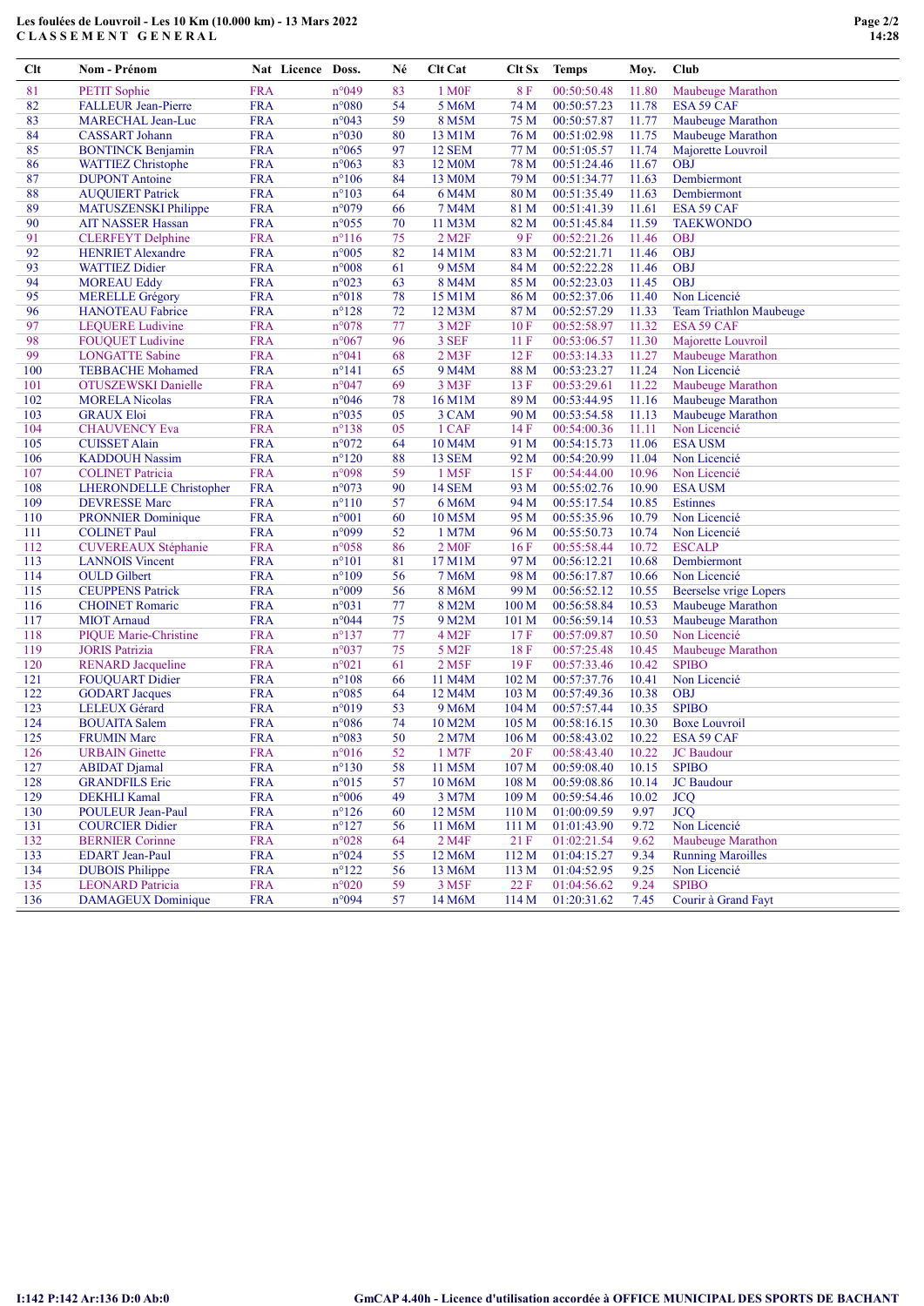# Les foulées de Louvroil - Les 10 Km (10.000 km) - 13 Mars 2022

## CLASSEMENT GENERAL

| Clt | Nom - Prénom | Nat | Licence | Doss. | Né | Clt Cat | Clt Sx | Temps | Moy. | Club |
|---|---|---|---|---|---|---|---|---|---|---|
| 81 | PETIT Sophie | FRA | | n°049 | 83 | 1 M0F | 8 F | 00:50:50.48 | 11.80 | Maubeuge Marathon |
| 82 | FALLEUR Jean-Pierre | FRA | | n°080 | 54 | 5 M6M | 74 M | 00:50:57.23 | 11.78 | ESA 59 CAF |
| 83 | MARECHAL Jean-Luc | FRA | | n°043 | 59 | 8 M5M | 75 M | 00:50:57.87 | 11.77 | Maubeuge Marathon |
| 84 | CASSART Johann | FRA | | n°030 | 80 | 13 M1M | 76 M | 00:51:02.98 | 11.75 | Maubeuge Marathon |
| 85 | BONTINCK Benjamin | FRA | | n°065 | 97 | 12 SEM | 77 M | 00:51:05.57 | 11.74 | Majorette Louvroil |
| 86 | WATTIEZ Christophe | FRA | | n°063 | 83 | 12 M0M | 78 M | 00:51:24.46 | 11.67 | OBJ |
| 87 | DUPONT Antoine | FRA | | n°106 | 84 | 13 M0M | 79 M | 00:51:34.77 | 11.63 | Dembiermont |
| 88 | AUQUIERT Patrick | FRA | | n°103 | 64 | 6 M4M | 80 M | 00:51:35.49 | 11.63 | Dembiermont |
| 89 | MATUSZENSKI Philippe | FRA | | n°079 | 66 | 7 M4M | 81 M | 00:51:41.39 | 11.61 | ESA 59 CAF |
| 90 | AIT NASSER Hassan | FRA | | n°055 | 70 | 11 M3M | 82 M | 00:51:45.84 | 11.59 | TAEKWONDO |
| 91 | CLERFEYT Delphine | FRA | | n°116 | 75 | 2 M2F | 9 F | 00:52:21.26 | 11.46 | OBJ |
| 92 | HENRIET Alexandre | FRA | | n°005 | 82 | 14 M1M | 83 M | 00:52:21.71 | 11.46 | OBJ |
| 93 | WATTIEZ Didier | FRA | | n°008 | 61 | 9 M5M | 84 M | 00:52:22.28 | 11.46 | OBJ |
| 94 | MOREAU Eddy | FRA | | n°023 | 63 | 8 M4M | 85 M | 00:52:23.03 | 11.45 | OBJ |
| 95 | MERELLE Grégory | FRA | | n°018 | 78 | 15 M1M | 86 M | 00:52:37.06 | 11.40 | Non Licencié |
| 96 | HANOTEAU Fabrice | FRA | | n°128 | 72 | 12 M3M | 87 M | 00:52:57.29 | 11.33 | Team Triathlon Maubeuge |
| 97 | LEQUERE Ludivine | FRA | | n°078 | 77 | 3 M2F | 10 F | 00:52:58.97 | 11.32 | ESA 59 CAF |
| 98 | FOUQUET Ludivine | FRA | | n°067 | 96 | 3 SEF | 11 F | 00:53:06.57 | 11.30 | Majorette Louvroil |
| 99 | LONGATTE Sabine | FRA | | n°041 | 68 | 2 M3F | 12 F | 00:53:14.33 | 11.27 | Maubeuge Marathon |
| 100 | TEBBACHE Mohamed | FRA | | n°141 | 65 | 9 M4M | 88 M | 00:53:23.27 | 11.24 | Non Licencié |
| 101 | OTUSZEWSKI Danielle | FRA | | n°047 | 69 | 3 M3F | 13 F | 00:53:29.61 | 11.22 | Maubeuge Marathon |
| 102 | MORELA Nicolas | FRA | | n°046 | 78 | 16 M1M | 89 M | 00:53:44.95 | 11.16 | Maubeuge Marathon |
| 103 | GRAUX Eloi | FRA | | n°035 | 05 | 3 CAM | 90 M | 00:53:54.58 | 11.13 | Maubeuge Marathon |
| 104 | CHAUVENCY Eva | FRA | | n°138 | 05 | 1 CAF | 14 F | 00:54:00.36 | 11.11 | Non Licencié |
| 105 | CUISSET Alain | FRA | | n°072 | 64 | 10 M4M | 91 M | 00:54:15.73 | 11.06 | ESA USM |
| 106 | KADDOUH Nassim | FRA | | n°120 | 88 | 13 SEM | 92 M | 00:54:20.99 | 11.04 | Non Licencié |
| 107 | COLINET Patricia | FRA | | n°098 | 59 | 1 M5F | 15 F | 00:54:44.00 | 10.96 | Non Licencié |
| 108 | LHERONDELLE Christopher | FRA | | n°073 | 90 | 14 SEM | 93 M | 00:55:02.76 | 10.90 | ESA USM |
| 109 | DEVRESSE Marc | FRA | | n°110 | 57 | 6 M6M | 94 M | 00:55:17.54 | 10.85 | Estinnes |
| 110 | PRONNIER Dominique | FRA | | n°001 | 60 | 10 M5M | 95 M | 00:55:35.96 | 10.79 | Non Licencié |
| 111 | COLINET Paul | FRA | | n°099 | 52 | 1 M7M | 96 M | 00:55:50.73 | 10.74 | Non Licencié |
| 112 | CUVEREAUX Stéphanie | FRA | | n°058 | 86 | 2 M0F | 16 F | 00:55:58.44 | 10.72 | ESCALP |
| 113 | LANNOIS Vincent | FRA | | n°101 | 81 | 17 M1M | 97 M | 00:56:12.21 | 10.68 | Dembiermont |
| 114 | OULD Gilbert | FRA | | n°109 | 56 | 7 M6M | 98 M | 00:56:17.87 | 10.66 | Non Licencié |
| 115 | CEUPPENS Patrick | FRA | | n°009 | 56 | 8 M6M | 99 M | 00:56:52.12 | 10.55 | Beerselse vrige Lopers |
| 116 | CHOINET Romaric | FRA | | n°031 | 77 | 8 M2M | 100 M | 00:56:58.84 | 10.53 | Maubeuge Marathon |
| 117 | MIOT Arnaud | FRA | | n°044 | 75 | 9 M2M | 101 M | 00:56:59.14 | 10.53 | Maubeuge Marathon |
| 118 | PIQUE Marie-Christine | FRA | | n°137 | 77 | 4 M2F | 17 F | 00:57:09.87 | 10.50 | Non Licencié |
| 119 | JORIS Patrizia | FRA | | n°037 | 75 | 5 M2F | 18 F | 00:57:25.48 | 10.45 | Maubeuge Marathon |
| 120 | RENARD Jacqueline | FRA | | n°021 | 61 | 2 M5F | 19 F | 00:57:33.46 | 10.42 | SPIBO |
| 121 | FOUQUART Didier | FRA | | n°108 | 66 | 11 M4M | 102 M | 00:57:37.76 | 10.41 | Non Licencié |
| 122 | GODART Jacques | FRA | | n°085 | 64 | 12 M4M | 103 M | 00:57:49.36 | 10.38 | OBJ |
| 123 | LELEUX Gérard | FRA | | n°019 | 53 | 9 M6M | 104 M | 00:57:57.44 | 10.35 | SPIBO |
| 124 | BOUAITA Salem | FRA | | n°086 | 74 | 10 M2M | 105 M | 00:58:16.15 | 10.30 | Boxe Louvroil |
| 125 | FRUMIN Marc | FRA | | n°083 | 50 | 2 M7M | 106 M | 00:58:43.02 | 10.22 | ESA 59 CAF |
| 126 | URBAIN Ginette | FRA | | n°016 | 52 | 1 M7F | 20 F | 00:58:43.40 | 10.22 | JC Baudour |
| 127 | ABIDAT Djamal | FRA | | n°130 | 58 | 11 M5M | 107 M | 00:59:08.40 | 10.15 | SPIBO |
| 128 | GRANDFILS Eric | FRA | | n°015 | 57 | 10 M6M | 108 M | 00:59:08.86 | 10.14 | JC Baudour |
| 129 | DEKHLI Kamal | FRA | | n°006 | 49 | 3 M7M | 109 M | 00:59:54.46 | 10.02 | JCQ |
| 130 | POULEUR Jean-Paul | FRA | | n°126 | 60 | 12 M5M | 110 M | 01:00:09.59 | 9.97 | JCQ |
| 131 | COURCIER Didier | FRA | | n°127 | 56 | 11 M6M | 111 M | 01:01:43.90 | 9.72 | Non Licencié |
| 132 | BERNIER Corinne | FRA | | n°028 | 64 | 2 M4F | 21 F | 01:02:21.54 | 9.62 | Maubeuge Marathon |
| 133 | EDART Jean-Paul | FRA | | n°024 | 55 | 12 M6M | 112 M | 01:04:15.27 | 9.34 | Running Maroilles |
| 134 | DUBOIS Philippe | FRA | | n°122 | 56 | 13 M6M | 113 M | 01:04:52.95 | 9.25 | Non Licencié |
| 135 | LEONARD Patricia | FRA | | n°020 | 59 | 3 M5F | 22 F | 01:04:56.62 | 9.24 | SPIBO |
| 136 | DAMAGEUX Dominique | FRA | | n°094 | 57 | 14 M6M | 114 M | 01:20:31.62 | 7.45 | Courir à Grand Fayt |

I:142 P:142 Ar:136 D:0 Ab:0

GmCAP 4.40h - Licence d'utilisation accordée à OFFICE MUNICIPAL DES SPORTS DE BACHANT